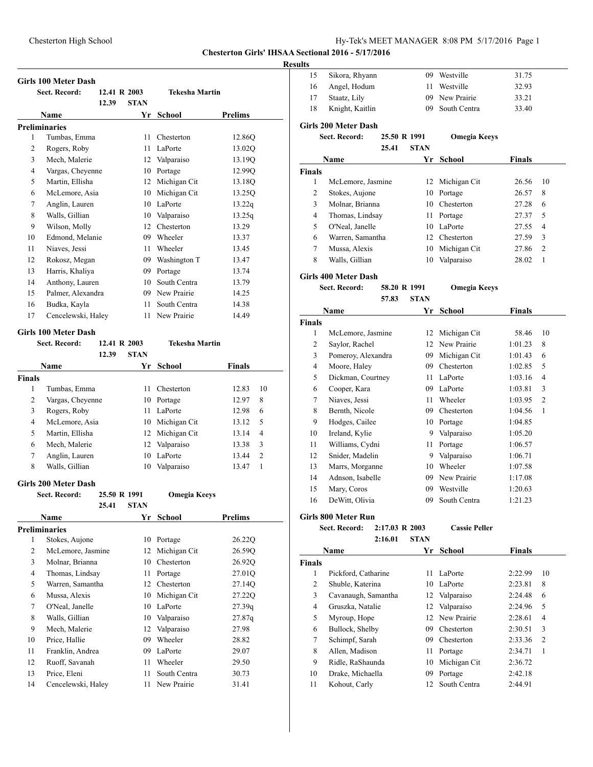## Chesterton Girls' IHSAA Sectional 2016 - 5/17/2016

### Results

### Girls 100 Meter Dash

Sect. Record: 12.41 R 2003 Tekesha Martin
12.39 STAN

| | Name | Yr | School | Prelims |
|---|---|---|---|---|
| **Preliminaries** | | | | |
| 1 | Tumbas, Emma | 11 | Chesterton | 12.86Q |
| 2 | Rogers, Roby | 11 | LaPorte | 13.02Q |
| 3 | Mech, Malerie | 12 | Valparaiso | 13.19Q |
| 4 | Vargas, Cheyenne | 10 | Portage | 12.99Q |
| 5 | Martin, Ellisha | 12 | Michigan Cit | 13.18Q |
| 6 | McLemore, Asia | 10 | Michigan Cit | 13.25Q |
| 7 | Anglin, Lauren | 10 | LaPorte | 13.22q |
| 8 | Walls, Gillian | 10 | Valparaiso | 13.25q |
| 9 | Wilson, Molly | 12 | Chesterton | 13.29 |
| 10 | Edmond, Melanie | 09 | Wheeler | 13.37 |
| 11 | Niaves, Jessi | 11 | Wheeler | 13.45 |
| 12 | Rokosz, Megan | 09 | Washington T | 13.47 |
| 13 | Harris, Khaliya | 09 | Portage | 13.74 |
| 14 | Anthony, Lauren | 10 | South Centra | 13.79 |
| 15 | Palmer, Alexandra | 09 | New Prairie | 14.25 |
| 16 | Budka, Kayla | 11 | South Centra | 14.38 |
| 17 | Cencelewski, Haley | 11 | New Prairie | 14.49 |

### Girls 100 Meter Dash

Sect. Record: 12.41 R 2003 Tekesha Martin
12.39 STAN

| | Name | Yr | School | Finals | |
|---|---|---|---|---|---|
| **Finals** | | | | | |
| 1 | Tumbas, Emma | 11 | Chesterton | 12.83 | 10 |
| 2 | Vargas, Cheyenne | 10 | Portage | 12.97 | 8 |
| 3 | Rogers, Roby | 11 | LaPorte | 12.98 | 6 |
| 4 | McLemore, Asia | 10 | Michigan Cit | 13.12 | 5 |
| 5 | Martin, Ellisha | 12 | Michigan Cit | 13.14 | 4 |
| 6 | Mech, Malerie | 12 | Valparaiso | 13.38 | 3 |
| 7 | Anglin, Lauren | 10 | LaPorte | 13.44 | 2 |
| 8 | Walls, Gillian | 10 | Valparaiso | 13.47 | 1 |

### Girls 200 Meter Dash

Sect. Record: 25.50 R 1991 Omegia Keeys
25.41 STAN

| | Name | Yr | School | Prelims |
|---|---|---|---|---|
| **Preliminaries** | | | | |
| 1 | Stokes, Aujone | 10 | Portage | 26.22Q |
| 2 | McLemore, Jasmine | 12 | Michigan Cit | 26.59Q |
| 3 | Molnar, Brianna | 10 | Chesterton | 26.92Q |
| 4 | Thomas, Lindsay | 11 | Portage | 27.01Q |
| 5 | Warren, Samantha | 12 | Chesterton | 27.14Q |
| 6 | Mussa, Alexis | 10 | Michigan Cit | 27.22Q |
| 7 | O'Neal, Janelle | 10 | LaPorte | 27.39q |
| 8 | Walls, Gillian | 10 | Valparaiso | 27.87q |
| 9 | Mech, Malerie | 12 | Valparaiso | 27.98 |
| 10 | Price, Hallie | 09 | Wheeler | 28.82 |
| 11 | Franklin, Andrea | 09 | LaPorte | 29.07 |
| 12 | Ruoff, Savanah | 11 | Wheeler | 29.50 |
| 13 | Price, Eleni | 11 | South Centra | 30.73 |
| 14 | Cencelewski, Haley | 11 | New Prairie | 31.41 |
| 15 | Sikora, Rhyann | 09 | Westville | 31.75 |
| 16 | Angel, Hodum | 11 | Westville | 32.93 |
| 17 | Staatz, Lily | 09 | New Prairie | 33.21 |
| 18 | Knight, Kaitlin | 09 | South Centra | 33.40 |

### Girls 200 Meter Dash

Sect. Record: 25.50 R 1991 Omegia Keeys
25.41 STAN

| | Name | Yr | School | Finals | |
|---|---|---|---|---|---|
| **Finals** | | | | | |
| 1 | McLemore, Jasmine | 12 | Michigan Cit | 26.56 | 10 |
| 2 | Stokes, Aujone | 10 | Portage | 26.57 | 8 |
| 3 | Molnar, Brianna | 10 | Chesterton | 27.28 | 6 |
| 4 | Thomas, Lindsay | 11 | Portage | 27.37 | 5 |
| 5 | O'Neal, Janelle | 10 | LaPorte | 27.55 | 4 |
| 6 | Warren, Samantha | 12 | Chesterton | 27.59 | 3 |
| 7 | Mussa, Alexis | 10 | Michigan Cit | 27.86 | 2 |
| 8 | Walls, Gillian | 10 | Valparaiso | 28.02 | 1 |

### Girls 400 Meter Dash

Sect. Record: 58.20 R 1991 Omegia Keeys
57.83 STAN

| | Name | Yr | School | Finals | |
|---|---|---|---|---|---|
| **Finals** | | | | | |
| 1 | McLemore, Jasmine | 12 | Michigan Cit | 58.46 | 10 |
| 2 | Saylor, Rachel | 12 | New Prairie | 1:01.23 | 8 |
| 3 | Pomeroy, Alexandra | 09 | Michigan Cit | 1:01.43 | 6 |
| 4 | Moore, Haley | 09 | Chesterton | 1:02.85 | 5 |
| 5 | Dickman, Courtney | 11 | LaPorte | 1:03.16 | 4 |
| 6 | Cooper, Kara | 09 | LaPorte | 1:03.81 | 3 |
| 7 | Niaves, Jessi | 11 | Wheeler | 1:03.95 | 2 |
| 8 | Bernth, Nicole | 09 | Chesterton | 1:04.56 | 1 |
| 9 | Hodges, Cailee | 10 | Portage | 1:04.85 | |
| 10 | Ireland, Kylie | 9 | Valparaiso | 1:05.20 | |
| 11 | Williams, Cydni | 11 | Portage | 1:06.57 | |
| 12 | Snider, Madelin | 9 | Valparaiso | 1:06.71 | |
| 13 | Marrs, Morganne | 10 | Wheeler | 1:07.58 | |
| 14 | Adnson, Isabelle | 09 | New Prairie | 1:17.08 | |
| 15 | Mary, Coros | 09 | Westville | 1:20.63 | |
| 16 | DeWitt, Olivia | 09 | South Centra | 1:21.23 | |

### Girls 800 Meter Run

Sect. Record: 2:17.03 R 2003 Cassie Peller
2:16.01 STAN

| | Name | Yr | School | Finals | |
|---|---|---|---|---|---|
| **Finals** | | | | | |
| 1 | Pickford, Catharine | 11 | LaPorte | 2:22.99 | 10 |
| 2 | Shuble, Katerina | 10 | LaPorte | 2:23.81 | 8 |
| 3 | Cavanaugh, Samantha | 12 | Valparaiso | 2:24.48 | 6 |
| 4 | Gruszka, Natalie | 12 | Valparaiso | 2:24.96 | 5 |
| 5 | Myroup, Hope | 12 | New Prairie | 2:28.61 | 4 |
| 6 | Bullock, Shelby | 09 | Chesterton | 2:30.51 | 3 |
| 7 | Schimpf, Sarah | 09 | Chesterton | 2:33.36 | 2 |
| 8 | Allen, Madison | 11 | Portage | 2:34.71 | 1 |
| 9 | Ridle, RaShaunda | 10 | Michigan Cit | 2:36.72 | |
| 10 | Drake, Michaella | 09 | Portage | 2:42.18 | |
| 11 | Kohout, Carly | 12 | South Centra | 2:44.91 | |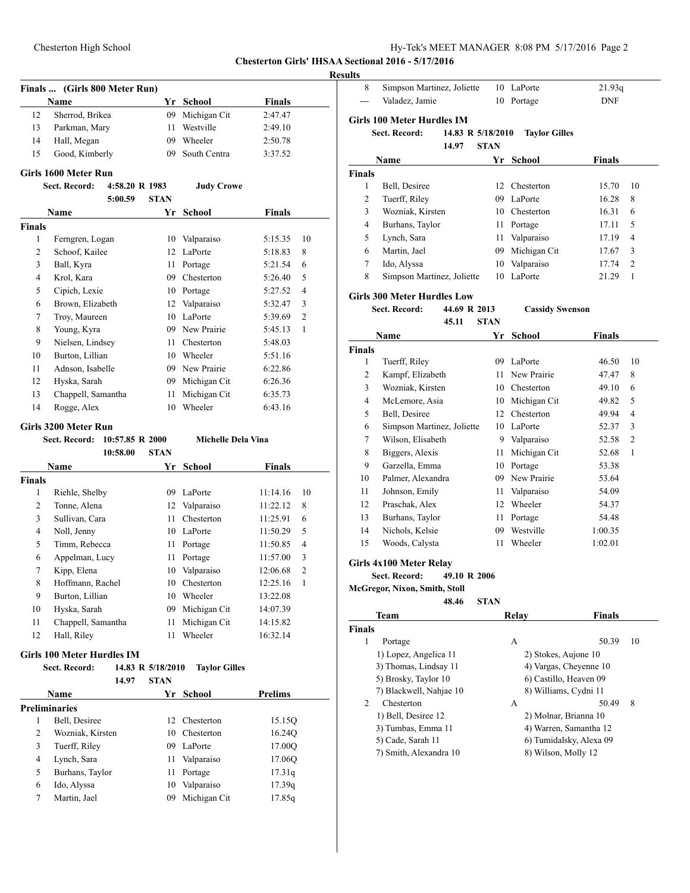**Chesterton Girls' IHSAA Sectional 2016 - 5/17/2016**

**Results**

### Finals ... (Girls 800 Meter Run)

| | Name | Yr | School | Finals |
|---|---|---|---|---|
| 12 | Sherrod, Brikea | 09 | Michigan Cit | 2:47.47 |
| 13 | Parkman, Mary | 11 | Westville | 2:49.10 |
| 14 | Hall, Megan | 09 | Wheeler | 2:50.78 |
| 15 | Good, Kimberly | 09 | South Centra | 3:37.52 |

### Girls 1600 Meter Run

Sect. Record: 4:58.20 R 1983 Judy Crowe
5:00.59 STAN

| | Name | Yr | School | Finals | |
|---|---|---|---|---|---|
| **Finals** | | | | | |
| 1 | Ferngren, Logan | 10 | Valparaiso | 5:15.35 | 10 |
| 2 | Schoof, Kailee | 12 | LaPorte | 5:18.83 | 8 |
| 3 | Ball, Kyra | 11 | Portage | 5:21.54 | 6 |
| 4 | Krol, Kara | 09 | Chesterton | 5:26.40 | 5 |
| 5 | Cipich, Lexie | 10 | Portage | 5:27.52 | 4 |
| 6 | Brown, Elizabeth | 12 | Valparaiso | 5:32.47 | 3 |
| 7 | Troy, Maureen | 10 | LaPorte | 5:39.69 | 2 |
| 8 | Young, Kyra | 09 | New Prairie | 5:45.13 | 1 |
| 9 | Nielsen, Lindsey | 11 | Chesterton | 5:48.03 | |
| 10 | Burton, Lillian | 10 | Wheeler | 5:51.16 | |
| 11 | Adnson, Isabelle | 09 | New Prairie | 6:22.86 | |
| 12 | Hyska, Sarah | 09 | Michigan Cit | 6:26.36 | |
| 13 | Chappell, Samantha | 11 | Michigan Cit | 6:35.73 | |
| 14 | Rogge, Alex | 10 | Wheeler | 6:43.16 | |

### Girls 3200 Meter Run

Sect. Record: 10:57.85 R 2000 Michelle Dela Vina
10:58.00 STAN

| | Name | Yr | School | Finals | |
|---|---|---|---|---|---|
| **Finals** | | | | | |
| 1 | Riehle, Shelby | 09 | LaPorte | 11:14.16 | 10 |
| 2 | Tonne, Alena | 12 | Valparaiso | 11:22.12 | 8 |
| 3 | Sullivan, Cara | 11 | Chesterton | 11:25.91 | 6 |
| 4 | Noll, Jenny | 10 | LaPorte | 11:50.29 | 5 |
| 5 | Timm, Rebecca | 11 | Portage | 11:50.85 | 4 |
| 6 | Appelman, Lucy | 11 | Portage | 11:57.00 | 3 |
| 7 | Kipp, Elena | 10 | Valparaiso | 12:06.68 | 2 |
| 8 | Hoffmann, Rachel | 10 | Chesterton | 12:25.16 | 1 |
| 9 | Burton, Lillian | 10 | Wheeler | 13:22.08 | |
| 10 | Hyska, Sarah | 09 | Michigan Cit | 14:07.39 | |
| 11 | Chappell, Samantha | 11 | Michigan Cit | 14:15.82 | |
| 12 | Hall, Riley | 11 | Wheeler | 16:32.14 | |

### Girls 100 Meter Hurdles IM

Sect. Record: 14.83 R 5/18/2010 Taylor Gilles
14.97 STAN

| | Name | Yr | School | Prelims |
|---|---|---|---|---|
| **Preliminaries** | | | | |
| 1 | Bell, Desiree | 12 | Chesterton | 15.15Q |
| 2 | Wozniak, Kirsten | 10 | Chesterton | 16.24Q |
| 3 | Tuerff, Riley | 09 | LaPorte | 17.00Q |
| 4 | Lynch, Sara | 11 | Valparaiso | 17.06Q |
| 5 | Burhans, Taylor | 11 | Portage | 17.31q |
| 6 | Ido, Alyssa | 10 | Valparaiso | 17.39q |
| 7 | Martin, Jael | 09 | Michigan Cit | 17.85q |
| 8 | Simpson Martinez, Joliette | 10 | LaPorte | 21.93q |
| --- | Valadez, Jamie | 10 | Portage | DNF |

### Girls 100 Meter Hurdles IM

Sect. Record: 14.83 R 5/18/2010 Taylor Gilles
14.97 STAN

| | Name | Yr | School | Finals | |
|---|---|---|---|---|---|
| **Finals** | | | | | |
| 1 | Bell, Desiree | 12 | Chesterton | 15.70 | 10 |
| 2 | Tuerff, Riley | 09 | LaPorte | 16.28 | 8 |
| 3 | Wozniak, Kirsten | 10 | Chesterton | 16.31 | 6 |
| 4 | Burhans, Taylor | 11 | Portage | 17.11 | 5 |
| 5 | Lynch, Sara | 11 | Valparaiso | 17.19 | 4 |
| 6 | Martin, Jael | 09 | Michigan Cit | 17.67 | 3 |
| 7 | Ido, Alyssa | 10 | Valparaiso | 17.74 | 2 |
| 8 | Simpson Martinez, Joliette | 10 | LaPorte | 21.29 | 1 |

### Girls 300 Meter Hurdles Low

Sect. Record: 44.69 R 2013 Cassidy Swenson
45.11 STAN

| | Name | Yr | School | Finals | |
|---|---|---|---|---|---|
| **Finals** | | | | | |
| 1 | Tuerff, Riley | 09 | LaPorte | 46.50 | 10 |
| 2 | Kampf, Elizabeth | 11 | New Prairie | 47.47 | 8 |
| 3 | Wozniak, Kirsten | 10 | Chesterton | 49.10 | 6 |
| 4 | McLemore, Asia | 10 | Michigan Cit | 49.82 | 5 |
| 5 | Bell, Desiree | 12 | Chesterton | 49.94 | 4 |
| 6 | Simpson Martinez, Joliette | 10 | LaPorte | 52.37 | 3 |
| 7 | Wilson, Elisabeth | 9 | Valparaiso | 52.58 | 2 |
| 8 | Biggers, Alexis | 11 | Michigan Cit | 52.68 | 1 |
| 9 | Garzella, Emma | 10 | Portage | 53.38 | |
| 10 | Palmer, Alexandra | 09 | New Prairie | 53.64 | |
| 11 | Johnson, Emily | 11 | Valparaiso | 54.09 | |
| 12 | Praschak, Alex | 12 | Wheeler | 54.37 | |
| 13 | Burhans, Taylor | 11 | Portage | 54.48 | |
| 14 | Nichols, Kelsie | 09 | Westville | 1:00.35 | |
| 15 | Woods, Calysta | 11 | Wheeler | 1:02.01 | |

### Girls 4x100 Meter Relay

Sect. Record: 49.10 R 2006
McGregor, Nixon, Smith, Stoll
48.46 STAN

| | Team | Relay | Finals | |
|---|---|---|---|---|
| **Finals** | | | | |
| 1 | Portage | A | 50.39 | 10 |
| | 1) Lopez, Angelica 11 | 2) Stokes, Aujone 10 | | |
| | 3) Thomas, Lindsay 11 | 4) Vargas, Cheyenne 10 | | |
| | 5) Brosky, Taylor 10 | 6) Castillo, Heaven 09 | | |
| | 7) Blackwell, Nahjae 10 | 8) Williams, Cydni 11 | | |
| 2 | Chesterton | A | 50.49 | 8 |
| | 1) Bell, Desiree 12 | 2) Molnar, Brianna 10 | | |
| | 3) Tumbas, Emma 11 | 4) Warren, Samantha 12 | | |
| | 5) Cade, Sarah 11 | 6) Tumidalsky, Alexa 09 | | |
| | 7) Smith, Alexandra 10 | 8) Wilson, Molly 12 | | |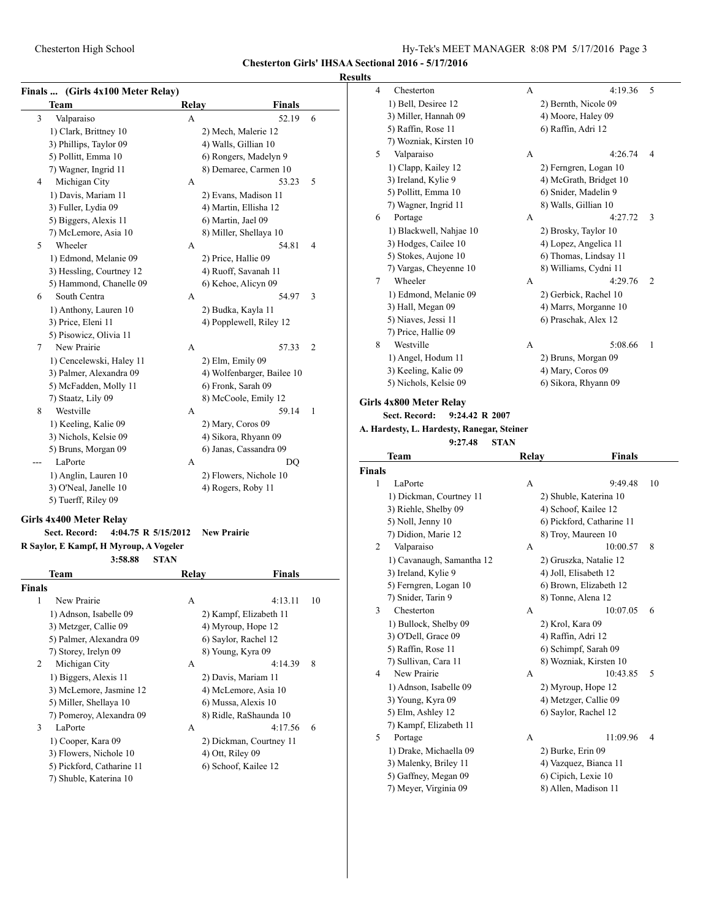**Chesterton Girls' IHSAA Sectional 2016 - 5/17/2016**

**Results**

### Finals ... (Girls 4x100 Meter Relay)

| | Team | Relay | Finals | |
|---|---|---|---|---|
| 3 | Valparaiso | A | 52.19 | 6 |
| | 1) Clark, Brittney 10 | 2) Mech, Malerie 12 | | |
| | 3) Phillips, Taylor 09 | 4) Walls, Gillian 10 | | |
| | 5) Pollitt, Emma 10 | 6) Rongers, Madelyn 9 | | |
| | 7) Wagner, Ingrid 11 | 8) Demaree, Carmen 10 | | |
| 4 | Michigan City | A | 53.23 | 5 |
| | 1) Davis, Mariam 11 | 2) Evans, Madison 11 | | |
| | 3) Fuller, Lydia 09 | 4) Martin, Ellisha 12 | | |
| | 5) Biggers, Alexis 11 | 6) Martin, Jael 09 | | |
| | 7) McLemore, Asia 10 | 8) Miller, Shellaya 10 | | |
| 5 | Wheeler | A | 54.81 | 4 |
| | 1) Edmond, Melanie 09 | 2) Price, Hallie 09 | | |
| | 3) Hessling, Courtney 12 | 4) Ruoff, Savanah 11 | | |
| | 5) Hammond, Chanelle 09 | 6) Kehoe, Alicyn 09 | | |
| 6 | South Centra | A | 54.97 | 3 |
| | 1) Anthony, Lauren 10 | 2) Budka, Kayla 11 | | |
| | 3) Price, Eleni 11 | 4) Popplewell, Riley 12 | | |
| | 5) Pisowicz, Olivia 11 | | | |
| 7 | New Prairie | A | 57.33 | 2 |
| | 1) Cencelewski, Haley 11 | 2) Elm, Emily 09 | | |
| | 3) Palmer, Alexandra 09 | 4) Wolfenbarger, Bailee 10 | | |
| | 5) McFadden, Molly 11 | 6) Fronk, Sarah 09 | | |
| | 7) Staatz, Lily 09 | 8) McCoole, Emily 12 | | |
| 8 | Westville | A | 59.14 | 1 |
| | 1) Keeling, Kalie 09 | 2) Mary, Coros 09 | | |
| | 3) Nichols, Kelsie 09 | 4) Sikora, Rhyann 09 | | |
| | 5) Bruns, Morgan 09 | 6) Janas, Cassandra 09 | | |
| --- | LaPorte | A | DQ | |
| | 1) Anglin, Lauren 10 | 2) Flowers, Nichole 10 | | |
| | 3) O'Neal, Janelle 10 | 4) Rogers, Roby 11 | | |
| | 5) Tuerff, Riley 09 | | | |

### Girls 4x400 Meter Relay

**Sect. Record: 4:04.75 R 5/15/2012 New Prairie**

**R Saylor, E Kampf, H Myroup, A Vogeler**

**3:58.88 STAN**

| | Team | Relay | Finals | |
|---|---|---|---|---|
| **Finals** | | | | |
| 1 | New Prairie | A | 4:13.11 | 10 |
| | 1) Adnson, Isabelle 09 | 2) Kampf, Elizabeth 11 | | |
| | 3) Metzger, Callie 09 | 4) Myroup, Hope 12 | | |
| | 5) Palmer, Alexandra 09 | 6) Saylor, Rachel 12 | | |
| | 7) Storey, Irelyn 09 | 8) Young, Kyra 09 | | |
| 2 | Michigan City | A | 4:14.39 | 8 |
| | 1) Biggers, Alexis 11 | 2) Davis, Mariam 11 | | |
| | 3) McLemore, Jasmine 12 | 4) McLemore, Asia 10 | | |
| | 5) Miller, Shellaya 10 | 6) Mussa, Alexis 10 | | |
| | 7) Pomeroy, Alexandra 09 | 8) Ridle, RaShaunda 10 | | |
| 3 | LaPorte | A | 4:17.56 | 6 |
| | 1) Cooper, Kara 09 | 2) Dickman, Courtney 11 | | |
| | 3) Flowers, Nichole 10 | 4) Ott, Riley 09 | | |
| | 5) Pickford, Catharine 11 | 6) Schoof, Kailee 12 | | |
| | 7) Shuble, Katerina 10 | | | |
| 4 | Chesterton | A | 4:19.36 | 5 |
| | 1) Bell, Desiree 12 | 2) Bernth, Nicole 09 | | |
| | 3) Miller, Hannah 09 | 4) Moore, Haley 09 | | |
| | 5) Raffin, Rose 11 | 6) Raffin, Adri 12 | | |
| | 7) Wozniak, Kirsten 10 | | | |
| 5 | Valparaiso | A | 4:26.74 | 4 |
| | 1) Clapp, Kailey 12 | 2) Ferngren, Logan 10 | | |
| | 3) Ireland, Kylie 9 | 4) McGrath, Bridget 10 | | |
| | 5) Pollitt, Emma 10 | 6) Snider, Madelin 9 | | |
| | 7) Wagner, Ingrid 11 | 8) Walls, Gillian 10 | | |
| 6 | Portage | A | 4:27.72 | 3 |
| | 1) Blackwell, Nahjae 10 | 2) Brosky, Taylor 10 | | |
| | 3) Hodges, Cailee 10 | 4) Lopez, Angelica 11 | | |
| | 5) Stokes, Aujone 10 | 6) Thomas, Lindsay 11 | | |
| | 7) Vargas, Cheyenne 10 | 8) Williams, Cydni 11 | | |
| 7 | Wheeler | A | 4:29.76 | 2 |
| | 1) Edmond, Melanie 09 | 2) Gerbick, Rachel 10 | | |
| | 3) Hall, Megan 09 | 4) Marrs, Morganne 10 | | |
| | 5) Niaves, Jessi 11 | 6) Praschak, Alex 12 | | |
| | 7) Price, Hallie 09 | | | |
| 8 | Westville | A | 5:08.66 | 1 |
| | 1) Angel, Hodum 11 | 2) Bruns, Morgan 09 | | |
| | 3) Keeling, Kalie 09 | 4) Mary, Coros 09 | | |
| | 5) Nichols, Kelsie 09 | 6) Sikora, Rhyann 09 | | |

### Girls 4x800 Meter Relay

**Sect. Record: 9:24.42 R 2007**

**A. Hardesty, L. Hardesty, Ranegar, Steiner**

**9:27.48 STAN**

| | Team | Relay | Finals | |
|---|---|---|---|---|
| **Finals** | | | | |
| 1 | LaPorte | A | 9:49.48 | 10 |
| | 1) Dickman, Courtney 11 | 2) Shuble, Katerina 10 | | |
| | 3) Riehle, Shelby 09 | 4) Schoof, Kailee 12 | | |
| | 5) Noll, Jenny 10 | 6) Pickford, Catharine 11 | | |
| | 7) Didion, Marie 12 | 8) Troy, Maureen 10 | | |
| 2 | Valparaiso | A | 10:00.57 | 8 |
| | 1) Cavanaugh, Samantha 12 | 2) Gruszka, Natalie 12 | | |
| | 3) Ireland, Kylie 9 | 4) Joll, Elisabeth 12 | | |
| | 5) Ferngren, Logan 10 | 6) Brown, Elizabeth 12 | | |
| | 7) Snider, Tarin 9 | 8) Tonne, Alena 12 | | |
| 3 | Chesterton | A | 10:07.05 | 6 |
| | 1) Bullock, Shelby 09 | 2) Krol, Kara 09 | | |
| | 3) O'Dell, Grace 09 | 4) Raffin, Adri 12 | | |
| | 5) Raffin, Rose 11 | 6) Schimpf, Sarah 09 | | |
| | 7) Sullivan, Cara 11 | 8) Wozniak, Kirsten 10 | | |
| 4 | New Prairie | A | 10:43.85 | 5 |
| | 1) Adnson, Isabelle 09 | 2) Myroup, Hope 12 | | |
| | 3) Young, Kyra 09 | 4) Metzger, Callie 09 | | |
| | 5) Elm, Ashley 12 | 6) Saylor, Rachel 12 | | |
| | 7) Kampf, Elizabeth 11 | | | |
| 5 | Portage | A | 11:09.96 | 4 |
| | 1) Drake, Michaella 09 | 2) Burke, Erin 09 | | |
| | 3) Malenky, Briley 11 | 4) Vazquez, Bianca 11 | | |
| | 5) Gaffney, Megan 09 | 6) Cipich, Lexie 10 | | |
| | 7) Meyer, Virginia 09 | 8) Allen, Madison 11 | | |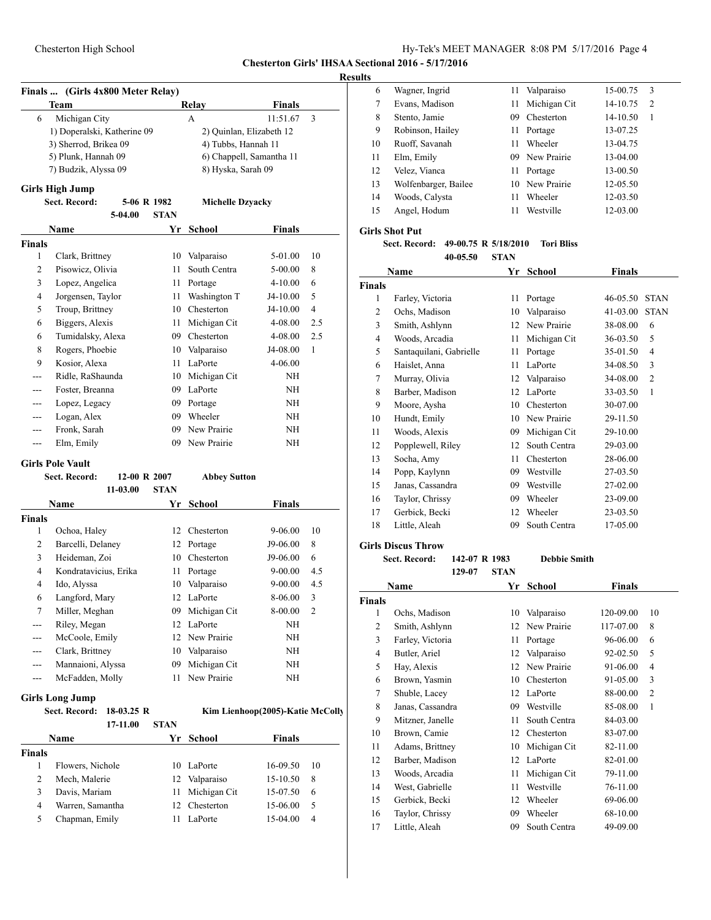## Chesterton Girls' IHSAA Sectional 2016 - 5/17/2016

### Results

#### Finals ... (Girls 4x800 Meter Relay)

| | Team | Relay | Finals | |
|---|---|---|---|---|
| 6 | Michigan City | A | 11:51.67 | 3 |
| | 1) Doperalski, Katherine 09 | 2) Quinlan, Elizabeth 12 | | |
| | 3) Sherrod, Brikea 09 | 4) Tubbs, Hannah 11 | | |
| | 5) Plunk, Hannah 09 | 6) Chappell, Samantha 11 | | |
| | 7) Budzik, Alyssa 09 | 8) Hyska, Sarah 09 | | |

#### Girls High Jump

Sect. Record: 5-06 R 1982 Michelle Dzyacky
5-04.00 STAN

| | Name | Yr | School | Finals | |
|---|---|---|---|---|---|
| **Finals** | | | | | |
| 1 | Clark, Brittney | 10 | Valparaiso | 5-01.00 | 10 |
| 2 | Pisowicz, Olivia | 11 | South Centra | 5-00.00 | 8 |
| 3 | Lopez, Angelica | 11 | Portage | 4-10.00 | 6 |
| 4 | Jorgensen, Taylor | 11 | Washington T | J4-10.00 | 5 |
| 5 | Troup, Brittney | 10 | Chesterton | J4-10.00 | 4 |
| 6 | Biggers, Alexis | 11 | Michigan Cit | 4-08.00 | 2.5 |
| 6 | Tumidalsky, Alexa | 09 | Chesterton | 4-08.00 | 2.5 |
| 8 | Rogers, Phoebie | 10 | Valparaiso | J4-08.00 | 1 |
| 9 | Kosior, Alexa | 11 | LaPorte | 4-06.00 | |
| --- | Ridle, RaShaunda | 10 | Michigan Cit | NH | |
| --- | Foster, Breanna | 09 | LaPorte | NH | |
| --- | Lopez, Legacy | 09 | Portage | NH | |
| --- | Logan, Alex | 09 | Wheeler | NH | |
| --- | Fronk, Sarah | 09 | New Prairie | NH | |
| --- | Elm, Emily | 09 | New Prairie | NH | |

#### Girls Pole Vault

Sect. Record: 12-00 R 2007 Abbey Sutton
11-03.00 STAN

| | Name | Yr | School | Finals | |
|---|---|---|---|---|---|
| **Finals** | | | | | |
| 1 | Ochoa, Haley | 12 | Chesterton | 9-06.00 | 10 |
| 2 | Barcelli, Delaney | 12 | Portage | J9-06.00 | 8 |
| 3 | Heideman, Zoi | 10 | Chesterton | J9-06.00 | 6 |
| 4 | Kondratavicius, Erika | 11 | Portage | 9-00.00 | 4.5 |
| 4 | Ido, Alyssa | 10 | Valparaiso | 9-00.00 | 4.5 |
| 6 | Langford, Mary | 12 | LaPorte | 8-06.00 | 3 |
| 7 | Miller, Meghan | 09 | Michigan Cit | 8-00.00 | 2 |
| --- | Riley, Megan | 12 | LaPorte | NH | |
| --- | McCoole, Emily | 12 | New Prairie | NH | |
| --- | Clark, Brittney | 10 | Valparaiso | NH | |
| --- | Mannaioni, Alyssa | 09 | Michigan Cit | NH | |
| --- | McFadden, Molly | 11 | New Prairie | NH | |

#### Girls Long Jump

Sect. Record: 18-03.25 R Kim Lienhoop(2005)-Katie McColly
17-11.00 STAN

| | Name | Yr | School | Finals | |
|---|---|---|---|---|---|
| **Finals** | | | | | |
| 1 | Flowers, Nichole | 10 | LaPorte | 16-09.50 | 10 |
| 2 | Mech, Malerie | 12 | Valparaiso | 15-10.50 | 8 |
| 3 | Davis, Mariam | 11 | Michigan Cit | 15-07.50 | 6 |
| 4 | Warren, Samantha | 12 | Chesterton | 15-06.00 | 5 |
| 5 | Chapman, Emily | 11 | LaPorte | 15-04.00 | 4 |
| 6 | Wagner, Ingrid | 11 | Valparaiso | 15-00.75 | 3 |
| 7 | Evans, Madison | 11 | Michigan Cit | 14-10.75 | 2 |
| 8 | Stento, Jamie | 09 | Chesterton | 14-10.50 | 1 |
| 9 | Robinson, Hailey | 11 | Portage | 13-07.25 | |
| 10 | Ruoff, Savanah | 11 | Wheeler | 13-04.75 | |
| 11 | Elm, Emily | 09 | New Prairie | 13-04.00 | |
| 12 | Velez, Vianca | 11 | Portage | 13-00.50 | |
| 13 | Wolfenbarger, Bailee | 10 | New Prairie | 12-05.50 | |
| 14 | Woods, Calysta | 11 | Wheeler | 12-03.50 | |
| 15 | Angel, Hodum | 11 | Westville | 12-03.00 | |

#### Girls Shot Put

Sect. Record: 49-00.75 R 5/18/2010 Tori Bliss
40-05.50 STAN

| | Name | Yr | School | Finals | |
|---|---|---|---|---|---|
| **Finals** | | | | | |
| 1 | Farley, Victoria | 11 | Portage | 46-05.50 | STAN |
| 2 | Ochs, Madison | 10 | Valparaiso | 41-03.00 | STAN |
| 3 | Smith, Ashlynn | 12 | New Prairie | 38-08.00 | 6 |
| 4 | Woods, Arcadia | 11 | Michigan Cit | 36-03.50 | 5 |
| 5 | Santaquilani, Gabrielle | 11 | Portage | 35-01.50 | 4 |
| 6 | Haislet, Anna | 11 | LaPorte | 34-08.50 | 3 |
| 7 | Murray, Olivia | 12 | Valparaiso | 34-08.00 | 2 |
| 8 | Barber, Madison | 12 | LaPorte | 33-03.50 | 1 |
| 9 | Moore, Aysha | 10 | Chesterton | 30-07.00 | |
| 10 | Hundt, Emily | 10 | New Prairie | 29-11.50 | |
| 11 | Woods, Alexis | 09 | Michigan Cit | 29-10.00 | |
| 12 | Popplewell, Riley | 12 | South Centra | 29-03.00 | |
| 13 | Socha, Amy | 11 | Chesterton | 28-06.00 | |
| 14 | Popp, Kaylynn | 09 | Westville | 27-03.50 | |
| 15 | Janas, Cassandra | 09 | Westville | 27-02.00 | |
| 16 | Taylor, Chrissy | 09 | Wheeler | 23-09.00 | |
| 17 | Gerbick, Becki | 12 | Wheeler | 23-03.50 | |
| 18 | Little, Aleah | 09 | South Centra | 17-05.00 | |

#### Girls Discus Throw

Sect. Record: 142-07 R 1983 Debbie Smith
129-07 STAN

| | Name | Yr | School | Finals | |
|---|---|---|---|---|---|
| **Finals** | | | | | |
| 1 | Ochs, Madison | 10 | Valparaiso | 120-09.00 | 10 |
| 2 | Smith, Ashlynn | 12 | New Prairie | 117-07.00 | 8 |
| 3 | Farley, Victoria | 11 | Portage | 96-06.00 | 6 |
| 4 | Butler, Ariel | 12 | Valparaiso | 92-02.50 | 5 |
| 5 | Hay, Alexis | 12 | New Prairie | 91-06.00 | 4 |
| 6 | Brown, Yasmin | 10 | Chesterton | 91-05.00 | 3 |
| 7 | Shuble, Lacey | 12 | LaPorte | 88-00.00 | 2 |
| 8 | Janas, Cassandra | 09 | Westville | 85-08.00 | 1 |
| 9 | Mitzner, Janelle | 11 | South Centra | 84-03.00 | |
| 10 | Brown, Camie | 12 | Chesterton | 83-07.00 | |
| 11 | Adams, Brittney | 10 | Michigan Cit | 82-11.00 | |
| 12 | Barber, Madison | 12 | LaPorte | 82-01.00 | |
| 13 | Woods, Arcadia | 11 | Michigan Cit | 79-11.00 | |
| 14 | West, Gabrielle | 11 | Westville | 76-11.00 | |
| 15 | Gerbick, Becki | 12 | Wheeler | 69-06.00 | |
| 16 | Taylor, Chrissy | 09 | Wheeler | 68-10.00 | |
| 17 | Little, Aleah | 09 | South Centra | 49-09.00 | |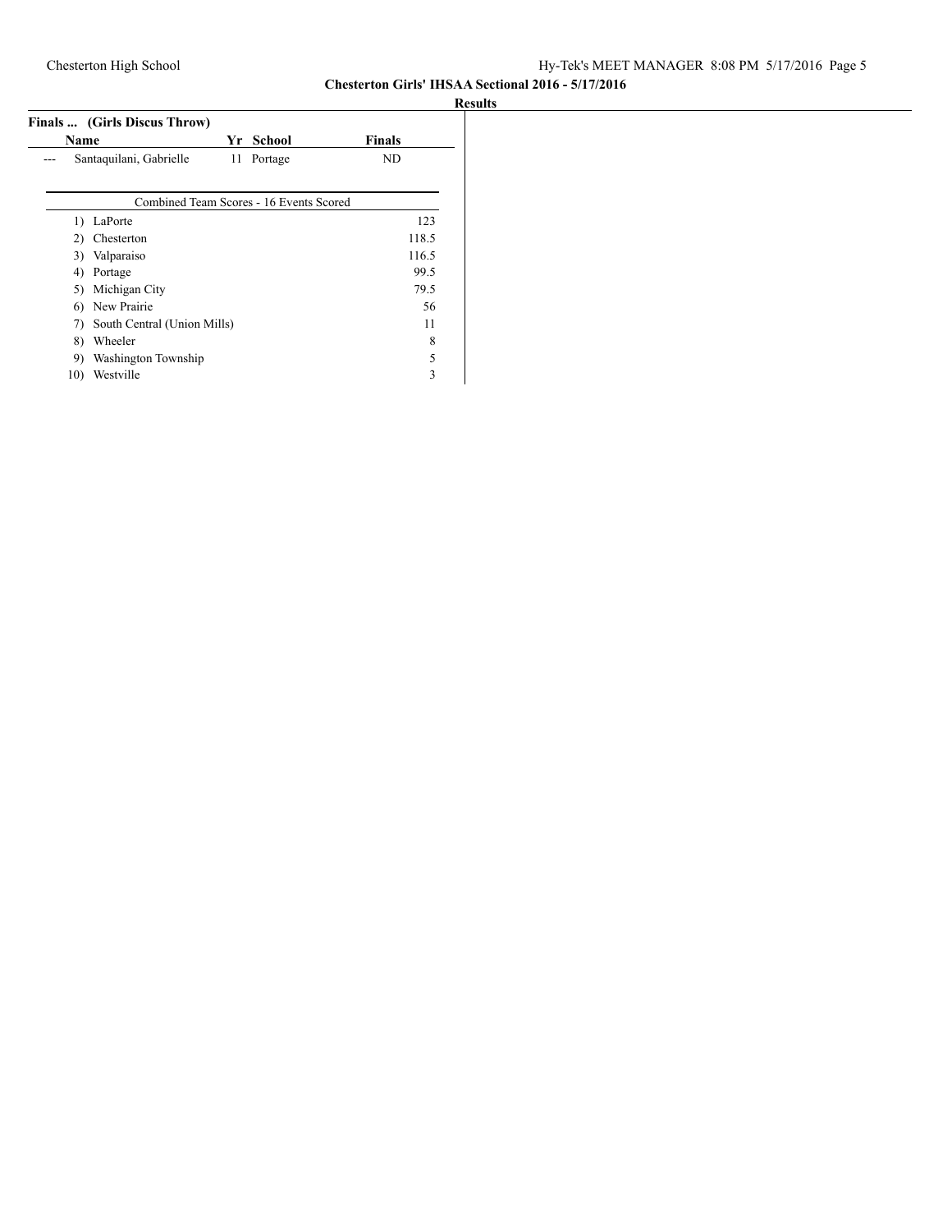**Chesterton Girls' IHSAA Sectional 2016 - 5/17/2016**

**Results**

**Finals ... (Girls Discus Throw)**

| | Name | Yr | School | Finals |
|---|---|---|---|---|
| --- | Santaquilani, Gabrielle | 11 | Portage | ND |

Combined Team Scores - 16 Events Scored

| | | |
|---|---|---|
| 1) | LaPorte | 123 |
| 2) | Chesterton | 118.5 |
| 3) | Valparaiso | 116.5 |
| 4) | Portage | 99.5 |
| 5) | Michigan City | 79.5 |
| 6) | New Prairie | 56 |
| 7) | South Central (Union Mills) | 11 |
| 8) | Wheeler | 8 |
| 9) | Washington Township | 5 |
| 10) | Westville | 3 |